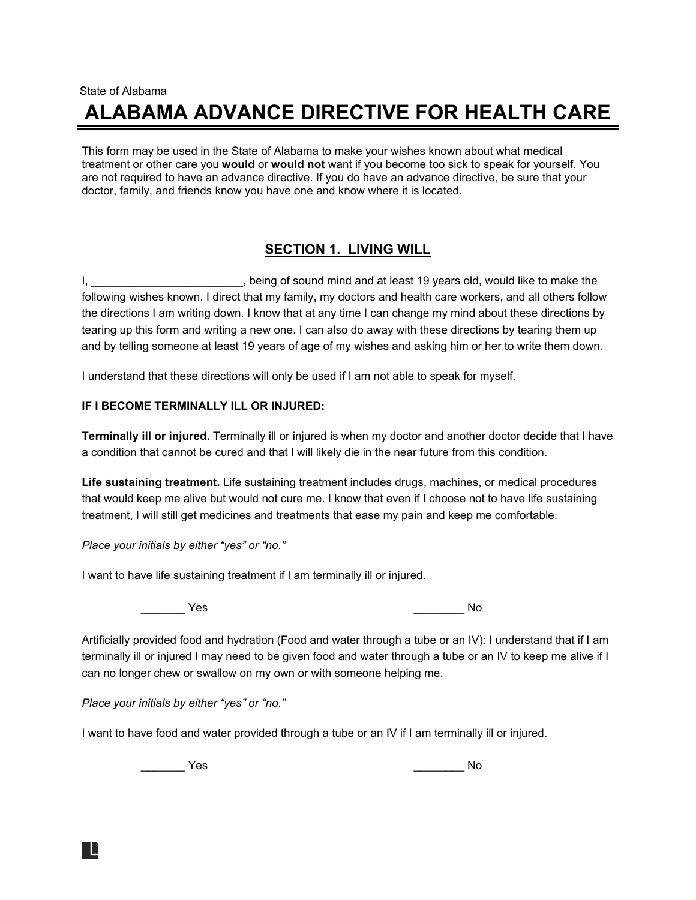State of Alabama

# ALABAMA ADVANCE DIRECTIVE FOR HEALTH CARE

This form may be used in the State of Alabama to make your wishes known about what medical treatment or other care you **would** or **would not** want if you become too sick to speak for yourself. You are not required to have an advance directive. If you do have an advance directive, be sure that your doctor, family, and friends know you have one and know where it is located.

## SECTION 1. LIVING WILL

I, ________________________, being of sound mind and at least 19 years old, would like to make the following wishes known. I direct that my family, my doctors and health care workers, and all others follow the directions I am writing down. I know that at any time I can change my mind about these directions by tearing up this form and writing a new one. I can also do away with these directions by tearing them up and by telling someone at least 19 years of age of my wishes and asking him or her to write them down.

I understand that these directions will only be used if I am not able to speak for myself.

**IF I BECOME TERMINALLY ILL OR INJURED:**

**Terminally ill or injured.** Terminally ill or injured is when my doctor and another doctor decide that I have a condition that cannot be cured and that I will likely die in the near future from this condition.

**Life sustaining treatment.** Life sustaining treatment includes drugs, machines, or medical procedures that would keep me alive but would not cure me. I know that even if I choose not to have life sustaining treatment, I will still get medicines and treatments that ease my pain and keep me comfortable.

*Place your initials by either "yes" or "no."*

I want to have life sustaining treatment if I am terminally ill or injured.

_______ Yes ________ No

Artificially provided food and hydration (Food and water through a tube or an IV): I understand that if I am terminally ill or injured I may need to be given food and water through a tube or an IV to keep me alive if I can no longer chew or swallow on my own or with someone helping me.

*Place your initials by either "yes" or "no."*

I want to have food and water provided through a tube or an IV if I am terminally ill or injured.

_______ Yes ________ No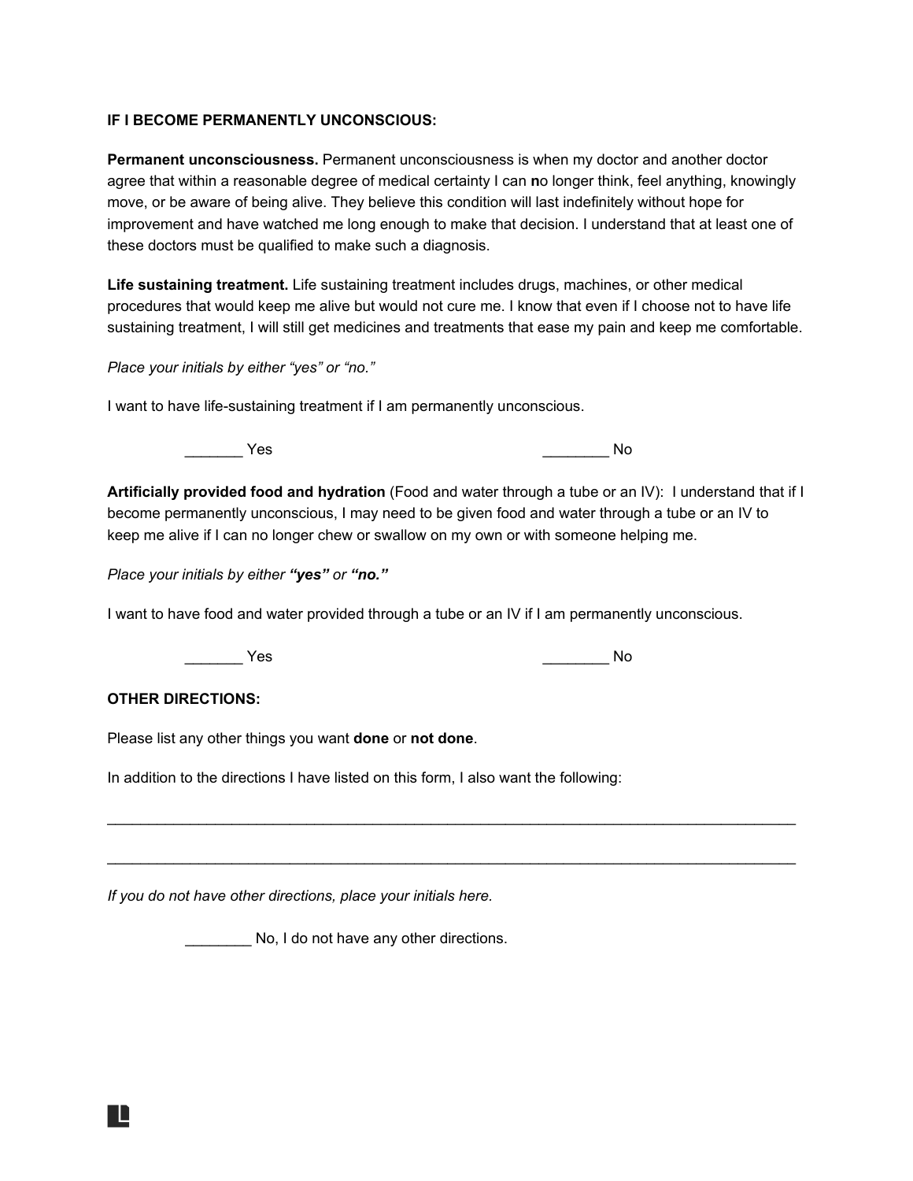**IF I BECOME PERMANENTLY UNCONSCIOUS:**

**Permanent unconsciousness.** Permanent unconsciousness is when my doctor and another doctor agree that within a reasonable degree of medical certainty I can no longer think, feel anything, knowingly move, or be aware of being alive. They believe this condition will last indefinitely without hope for improvement and have watched me long enough to make that decision. I understand that at least one of these doctors must be qualified to make such a diagnosis.

**Life sustaining treatment.** Life sustaining treatment includes drugs, machines, or other medical procedures that would keep me alive but would not cure me. I know that even if I choose not to have life sustaining treatment, I will still get medicines and treatments that ease my pain and keep me comfortable.

*Place your initials by either "yes" or "no."*

I want to have life-sustaining treatment if I am permanently unconscious.

_______ Yes ________ No

**Artificially provided food and hydration** (Food and water through a tube or an IV): I understand that if I become permanently unconscious, I may need to be given food and water through a tube or an IV to keep me alive if I can no longer chew or swallow on my own or with someone helping me.

*Place your initials by either **"yes"** or **"no."***

I want to have food and water provided through a tube or an IV if I am permanently unconscious.

_______ Yes ________ No

**OTHER DIRECTIONS:**

Please list any other things you want **done** or **not done**.

In addition to the directions I have listed on this form, I also want the following:

________________________________________________________________________________

________________________________________________________________________________

*If you do not have other directions, place your initials here.*

________ No, I do not have any other directions.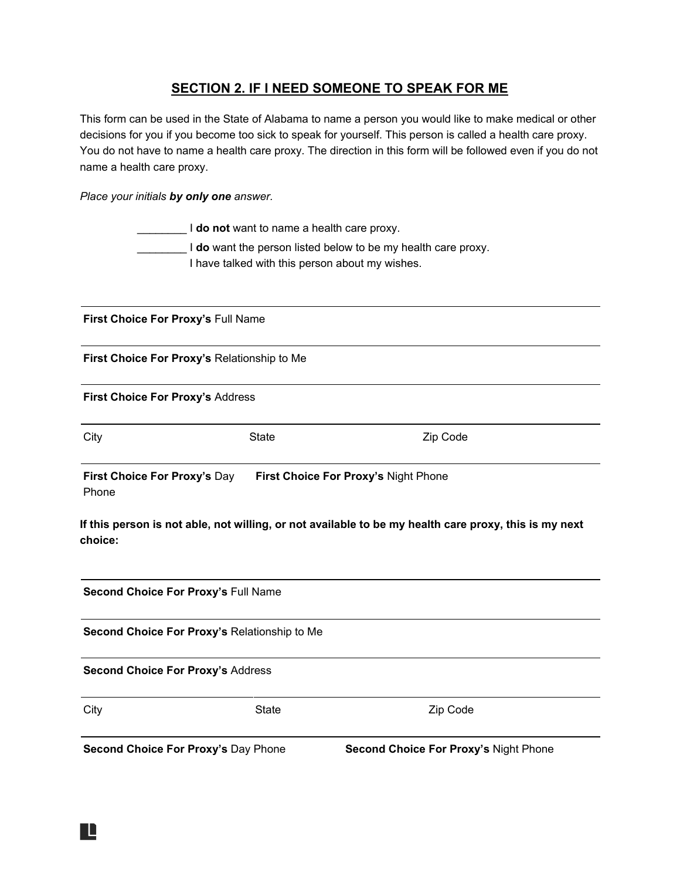## SECTION 2. IF I NEED SOMEONE TO SPEAK FOR ME

This form can be used in the State of Alabama to name a person you would like to make medical or other decisions for you if you become too sick to speak for yourself. This person is called a health care proxy. You do not have to name a health care proxy. The direction in this form will be followed even if you do not name a health care proxy.

*Place your initials **by only one** answer.*

________ I **do not** want to name a health care proxy.

________ I **do** want the person listed below to be my health care proxy. I have talked with this person about my wishes.

**First Choice For Proxy's** Full Name

**First Choice For Proxy's** Relationship to Me

**First Choice For Proxy's** Address

| City | State | Zip Code |
|---|---|---|

| **First Choice For Proxy's** Day Phone | **First Choice For Proxy's** Night Phone |
|---|---|

**If this person is not able, not willing, or not available to be my health care proxy, this is my next choice:**

**Second Choice For Proxy's** Full Name

**Second Choice For Proxy's** Relationship to Me

**Second Choice For Proxy's** Address

| City | State | Zip Code |
|---|---|---|

| **Second Choice For Proxy's** Day Phone | **Second Choice For Proxy's** Night Phone |
|---|---|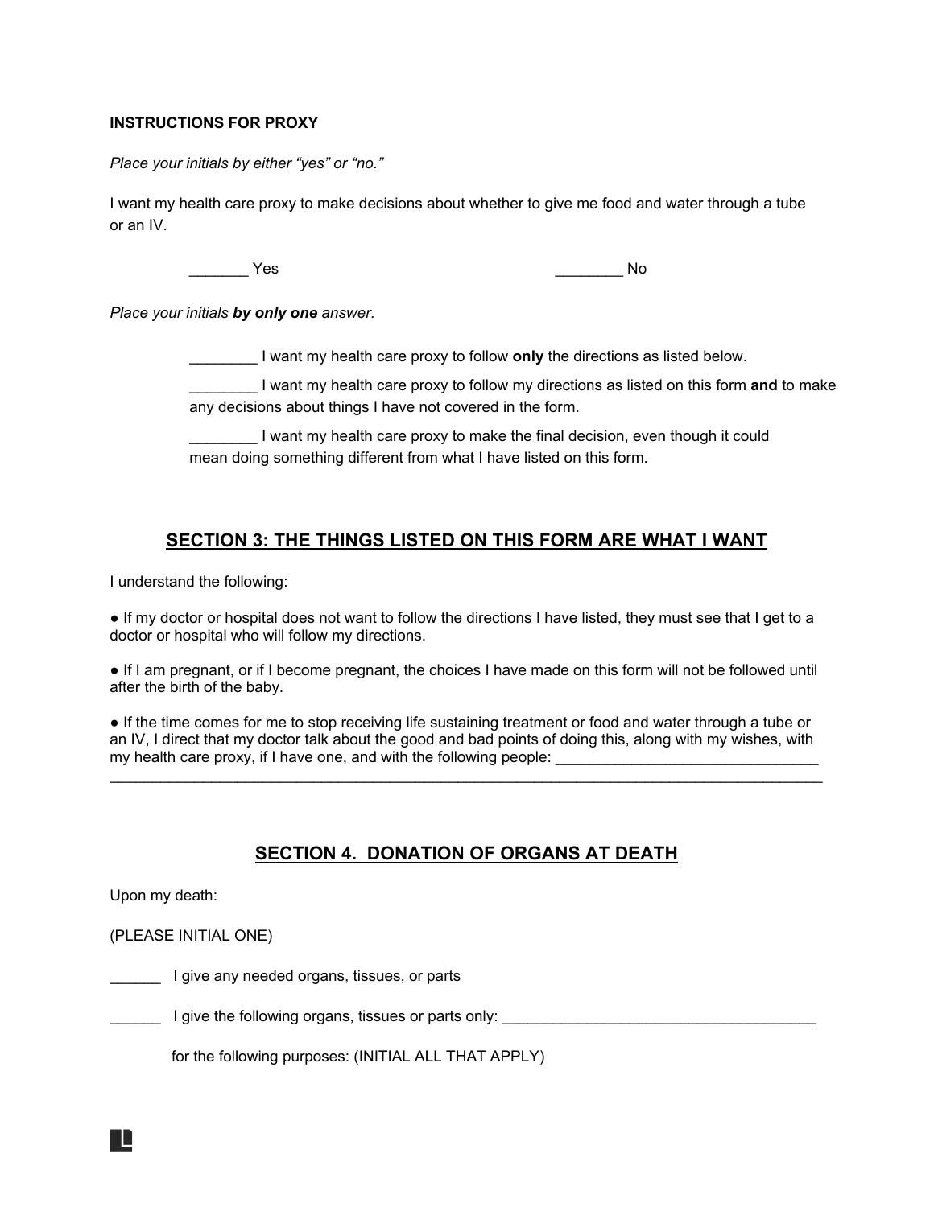**INSTRUCTIONS FOR PROXY**

*Place your initials by either "yes" or "no."*

I want my health care proxy to make decisions about whether to give me food and water through a tube or an IV.

_______ Yes ________ No

*Place your initials **by only one** answer.*

________ I want my health care proxy to follow **only** the directions as listed below.

________ I want my health care proxy to follow my directions as listed on this form **and** to make any decisions about things I have not covered in the form.

________ I want my health care proxy to make the final decision, even though it could mean doing something different from what I have listed on this form.

## SECTION 3: THE THINGS LISTED ON THIS FORM ARE WHAT I WANT

I understand the following:

- If my doctor or hospital does not want to follow the directions I have listed, they must see that I get to a doctor or hospital who will follow my directions.
- If I am pregnant, or if I become pregnant, the choices I have made on this form will not be followed until after the birth of the baby.
- If the time comes for me to stop receiving life sustaining treatment or food and water through a tube or an IV, I direct that my doctor talk about the good and bad points of doing this, along with my wishes, with my health care proxy, if I have one, and with the following people: _______________________________
_______________________________________________________________________________

## SECTION 4. DONATION OF ORGANS AT DEATH

Upon my death:

(PLEASE INITIAL ONE)

______ I give any needed organs, tissues, or parts

______ I give the following organs, tissues or parts only: _____________________________________

for the following purposes: (INITIAL ALL THAT APPLY)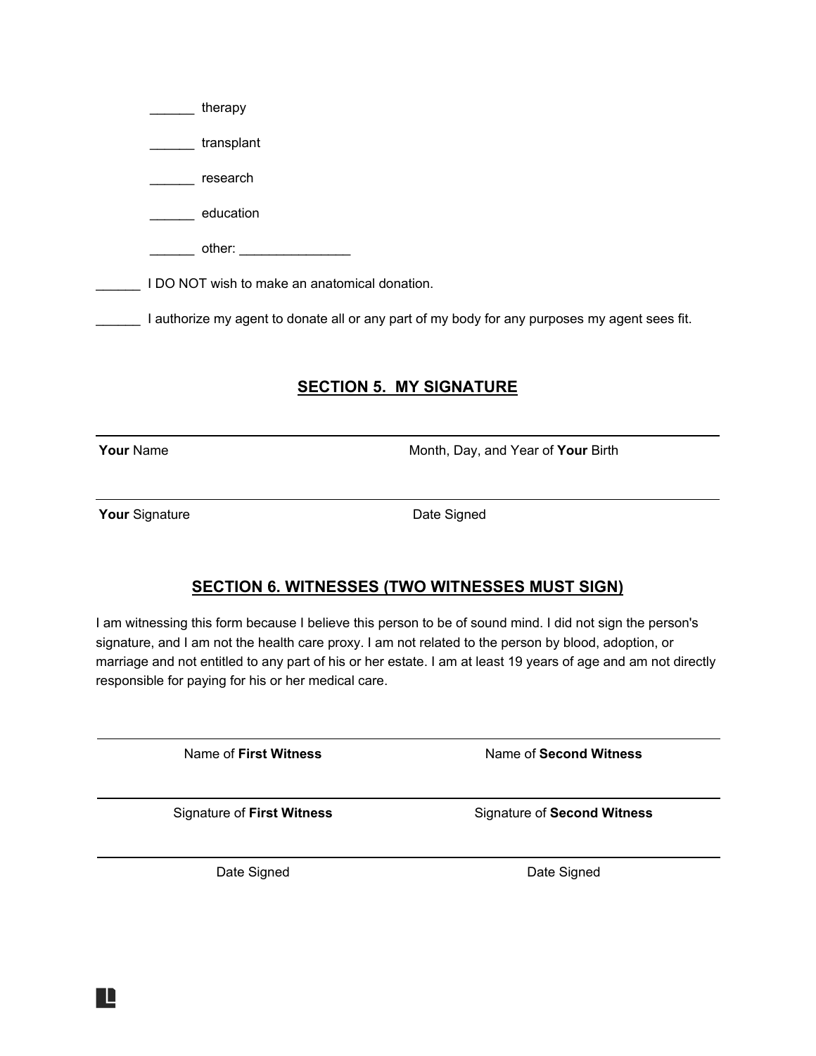______ therapy

______ transplant

______ research

______ education

______ other: _______________

______ I DO NOT wish to make an anatomical donation.

______ I authorize my agent to donate all or any part of my body for any purposes my agent sees fit.

## SECTION 5. MY SIGNATURE

| | |
|---|---|
| **Your** Name | Month, Day, and Year of **Your** Birth |
| **Your** Signature | Date Signed |

## SECTION 6. WITNESSES (TWO WITNESSES MUST SIGN)

I am witnessing this form because I believe this person to be of sound mind. I did not sign the person's signature, and I am not the health care proxy. I am not related to the person by blood, adoption, or marriage and not entitled to any part of his or her estate. I am at least 19 years of age and am not directly responsible for paying for his or her medical care.

| | |
|---|---|
| Name of **First Witness** | Name of **Second Witness** |
| Signature of **First Witness** | Signature of **Second Witness** |
| Date Signed | Date Signed |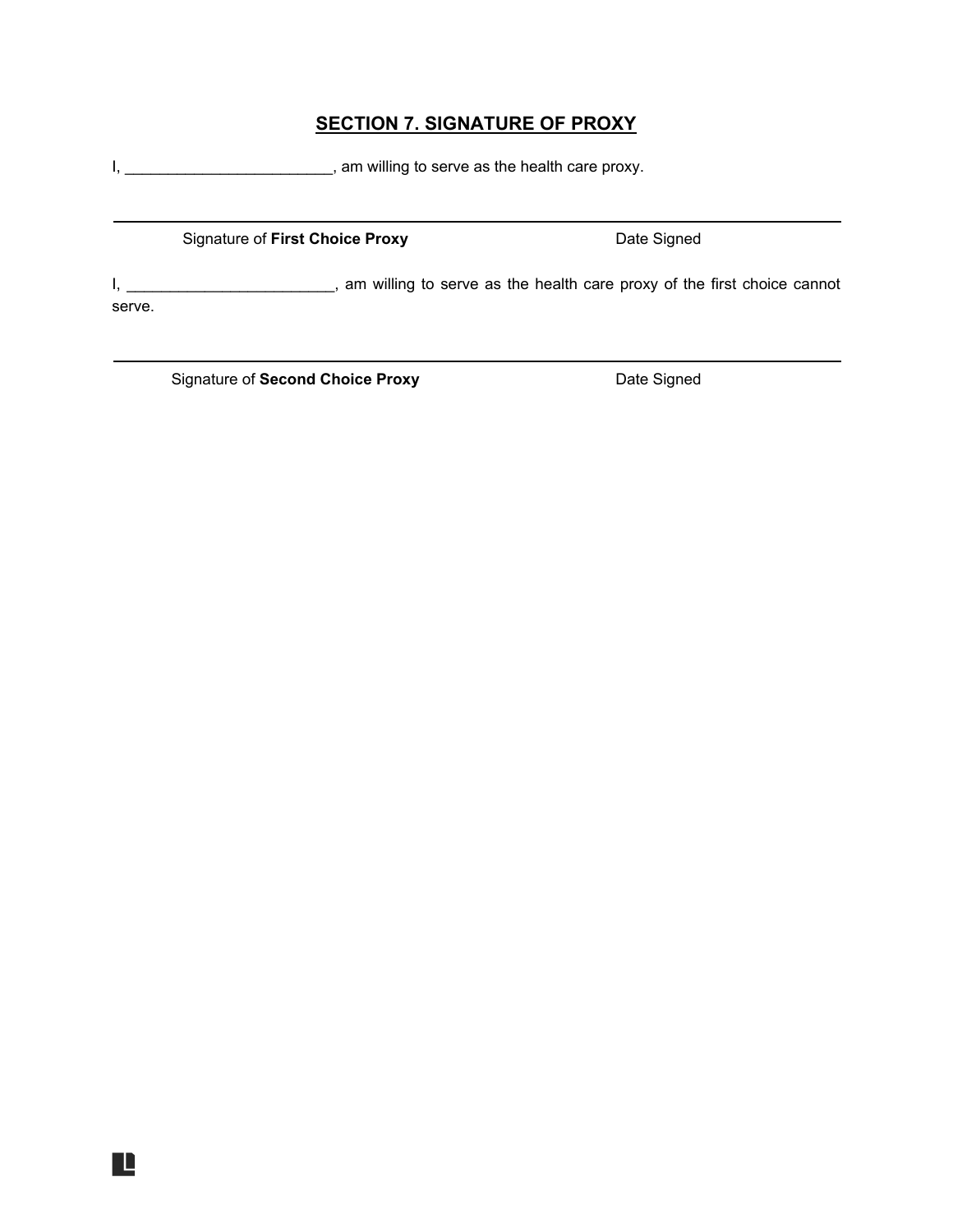## SECTION 7. SIGNATURE OF PROXY

I, ________________________, am willing to serve as the health care proxy.

_______________________________________________

Signature of **First Choice Proxy** Date Signed

I, ________________________, am willing to serve as the health care proxy of the first choice cannot serve.

_______________________________________________

Signature of **Second Choice Proxy** Date Signed